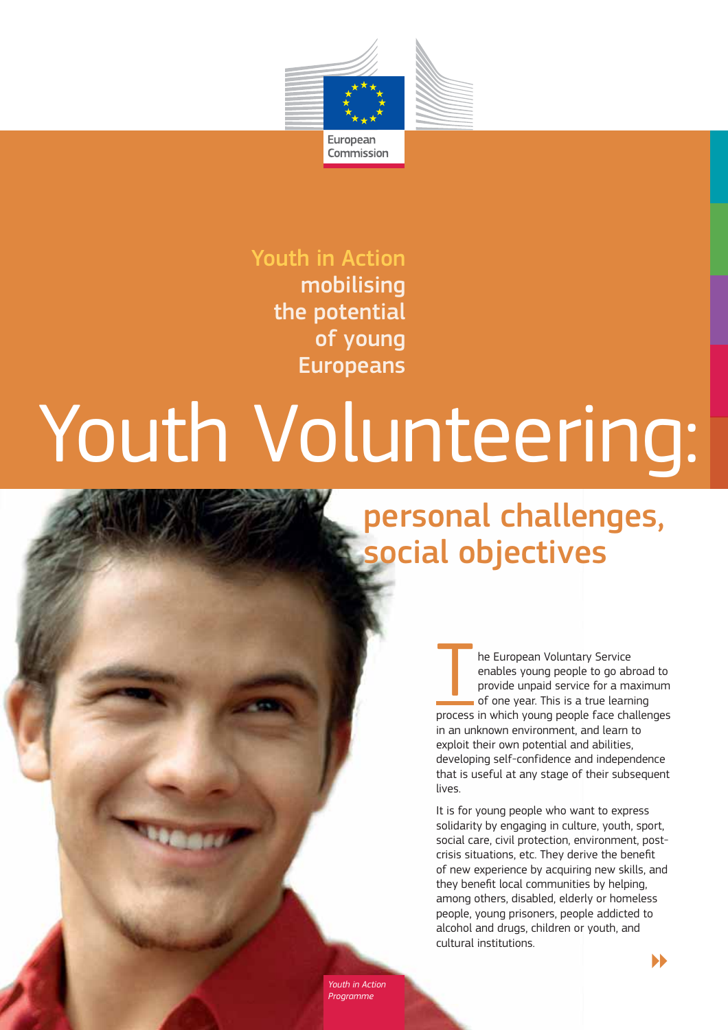European Commission

Youth in Action mobilising the potential of young Europeans

# Youth Volunteering:

## personal challenges, social objectives

The European Voluntary Service enables young people to go abroad to provide unpaid service for a maximum of one year. This is a true learning process in which young people face challenges in an unknown environment, and learn to exploit their own potential and abilities, developing self-confidence and independence that is useful at any stage of their subsequent lives.

It is for young people who want to express solidarity by engaging in culture, youth, sport, social care, civil protection, environment, post-crisis situations, etc. They derive the benefit of new experience by acquiring new skills, and they benefit local communities by helping, among others, disabled, elderly or homeless people, young prisoners, people addicted to alcohol and drugs, children or youth, and cultural institutions.

*Youth in Action Programme*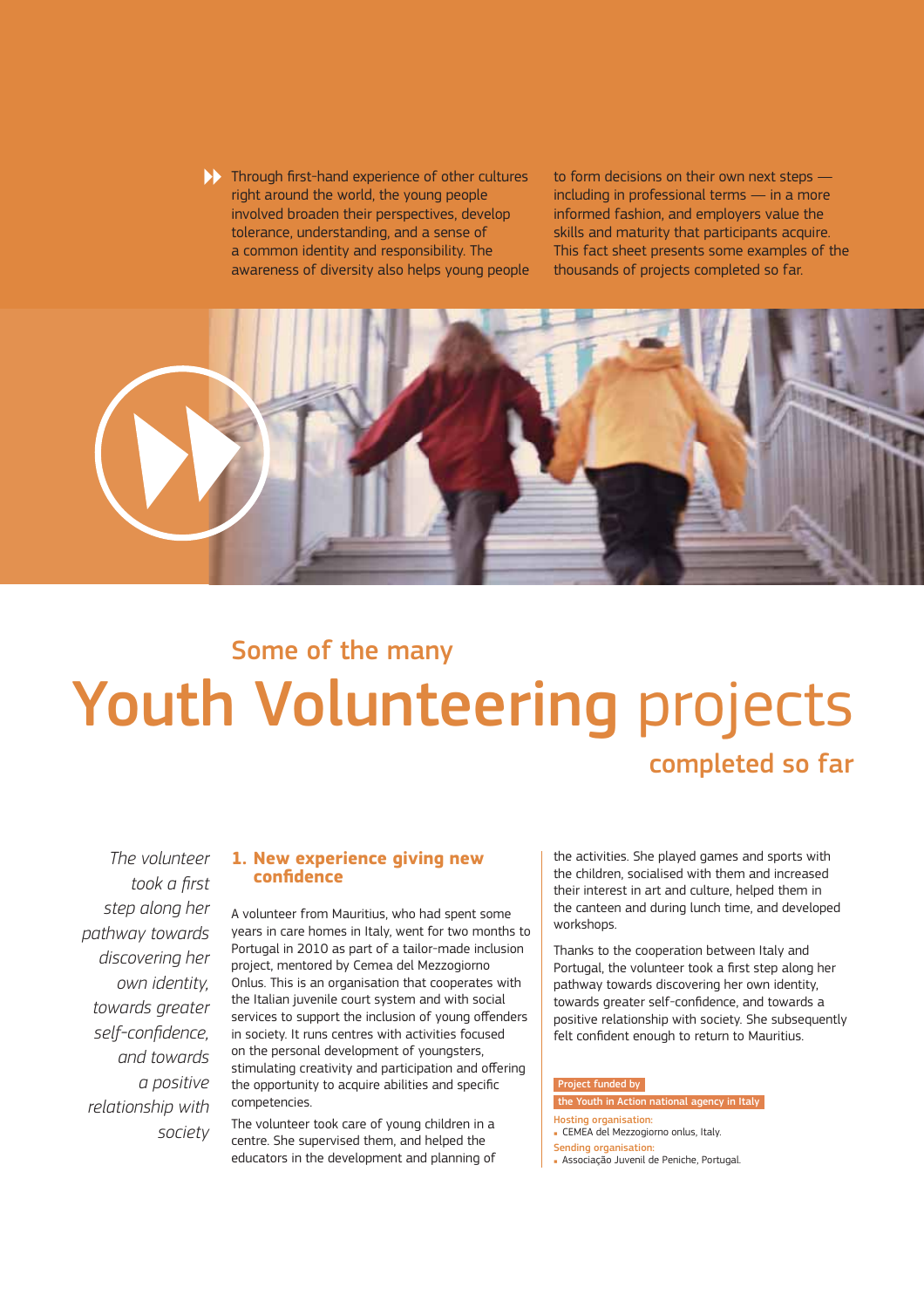Through first-hand experience of other cultures right around the world, the young people involved broaden their perspectives, develop tolerance, understanding, and a sense of a common identity and responsibility. The awareness of diversity also helps young people to form decisions on their own next steps — including in professional terms — in a more informed fashion, and employers value the skills and maturity that participants acquire. This fact sheet presents some examples of the thousands of projects completed so far.

# Some of the many Youth Volunteering projects completed so far

*The volunteer took a first step along her pathway towards discovering her own identity, towards greater self-confidence, and towards a positive relationship with society*

## 1. New experience giving new confidence

A volunteer from Mauritius, who had spent some years in care homes in Italy, went for two months to Portugal in 2010 as part of a tailor-made inclusion project, mentored by Cemea del Mezzogiorno Onlus. This is an organisation that cooperates with the Italian juvenile court system and with social services to support the inclusion of young offenders in society. It runs centres with activities focused on the personal development of youngsters, stimulating creativity and participation and offering the opportunity to acquire abilities and specific competencies.

The volunteer took care of young children in a centre. She supervised them, and helped the educators in the development and planning of the activities. She played games and sports with the children, socialised with them and increased their interest in art and culture, helped them in the canteen and during lunch time, and developed workshops.

Thanks to the cooperation between Italy and Portugal, the volunteer took a first step along her pathway towards discovering her own identity, towards greater self-confidence, and towards a positive relationship with society. She subsequently felt confident enough to return to Mauritius.

Project funded by
the Youth in Action national agency in Italy

Hosting organisation:
- CEMEA del Mezzogiorno onlus, Italy.

Sending organisation:
- Associação Juvenil de Peniche, Portugal.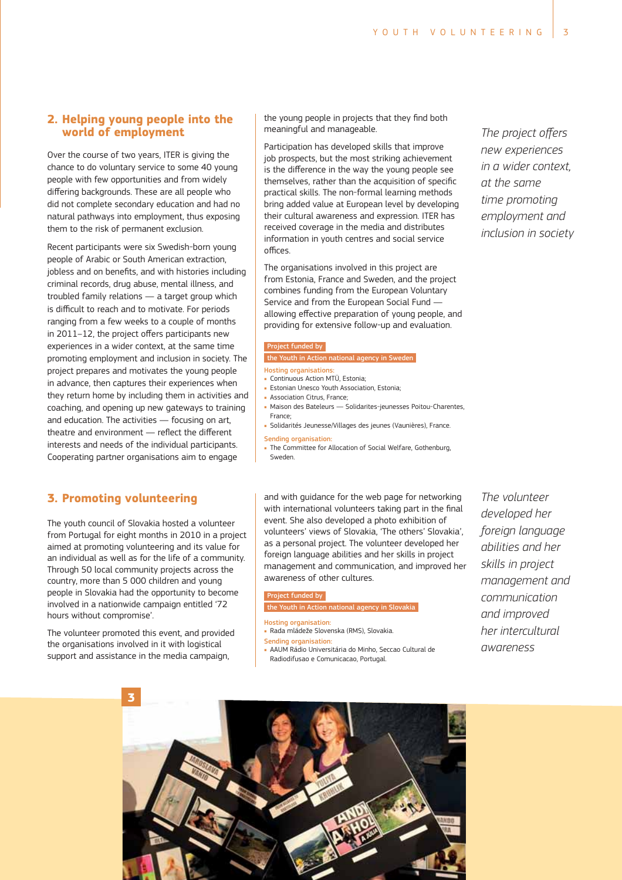## 2. Helping young people into the world of employment

Over the course of two years, ITER is giving the chance to do voluntary service to some 40 young people with few opportunities and from widely differing backgrounds. These are all people who did not complete secondary education and had no natural pathways into employment, thus exposing them to the risk of permanent exclusion.

Recent participants were six Swedish-born young people of Arabic or South American extraction, jobless and on benefits, and with histories including criminal records, drug abuse, mental illness, and troubled family relations — a target group which is difficult to reach and to motivate. For periods ranging from a few weeks to a couple of months in 2011–12, the project offers participants new experiences in a wider context, at the same time promoting employment and inclusion in society. The project prepares and motivates the young people in advance, then captures their experiences when they return home by including them in activities and coaching, and opening up new gateways to training and education. The activities — focusing on art, theatre and environment — reflect the different interests and needs of the individual participants. Cooperating partner organisations aim to engage the young people in projects that they find both meaningful and manageable.

Participation has developed skills that improve job prospects, but the most striking achievement is the difference in the way the young people see themselves, rather than the acquisition of specific practical skills. The non-formal learning methods bring added value at European level by developing their cultural awareness and expression. ITER has received coverage in the media and distributes information in youth centres and social service offices.

The organisations involved in this project are from Estonia, France and Sweden, and the project combines funding from the European Voluntary Service and from the European Social Fund — allowing effective preparation of young people, and providing for extensive follow-up and evaluation.

*The project offers new experiences in a wider context, at the same time promoting employment and inclusion in society*

**Project funded by**
**the Youth in Action national agency in Sweden**

Hosting organisations:
- Continuous Action MTÜ, Estonia;
- Estonian Unesco Youth Association, Estonia;
- Association Citrus, France;
- Maison des Bateleurs — Solidarites-jeunesses Poitou-Charentes, France;
- Solidarités Jeunesse/Villages des jeunes (Vaunières), France.

Sending organisation:
- The Committee for Allocation of Social Welfare, Gothenburg, Sweden.

## 3. Promoting volunteering

The youth council of Slovakia hosted a volunteer from Portugal for eight months in 2010 in a project aimed at promoting volunteering and its value for an individual as well as for the life of a community. Through 50 local community projects across the country, more than 5 000 children and young people in Slovakia had the opportunity to become involved in a nationwide campaign entitled '72 hours without compromise'.

The volunteer promoted this event, and provided the organisations involved in it with logistical support and assistance in the media campaign, and with guidance for the web page for networking with international volunteers taking part in the final event. She also developed a photo exhibition of volunteers' views of Slovakia, 'The others' Slovakia', as a personal project. The volunteer developed her foreign language abilities and her skills in project management and communication, and improved her awareness of other cultures.

*The volunteer developed her foreign language abilities and her skills in project management and communication and improved her intercultural awareness*

**Project funded by**
**the Youth in Action national agency in Slovakia**

Hosting organisation:
- Rada mládeže Slovenska (RMS), Slovakia.

Sending organisation:
- AAUM Rádio Universitária do Minho, Seccao Cultural de Radiodifusao e Comunicacao, Portugal.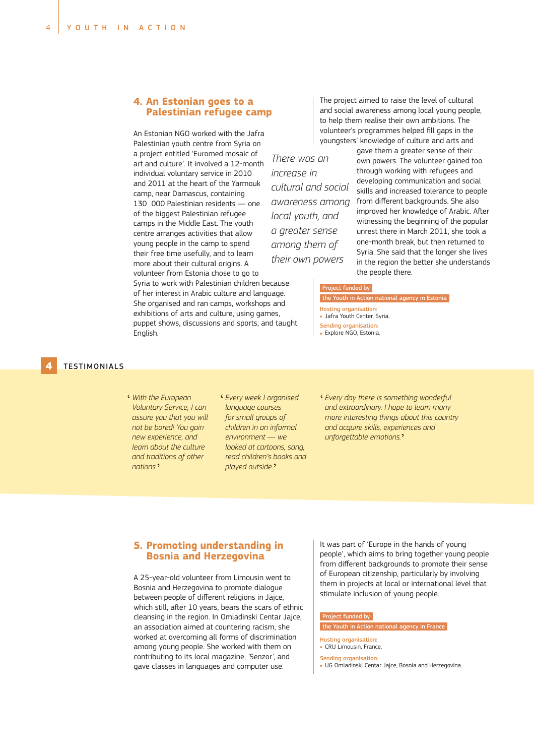## 4. An Estonian goes to a Palestinian refugee camp

An Estonian NGO worked with the Jafra Palestinian youth centre from Syria on a project entitled 'Euromed mosaic of art and culture'. It involved a 12-month individual voluntary service in 2010 and 2011 at the heart of the Yarmouk camp, near Damascus, containing 130 000 Palestinian residents — one of the biggest Palestinian refugee camps in the Middle East. The youth centre arranges activities that allow young people in the camp to spend their free time usefully, and to learn more about their cultural origins. A volunteer from Estonia chose to go to Syria to work with Palestinian children because of her interest in Arabic culture and language. She organised and ran camps, workshops and exhibitions of arts and culture, using games, puppet shows, discussions and sports, and taught English.

*There was an increase in cultural and social awareness among local youth, and a greater sense among them of their own powers*

The project aimed to raise the level of cultural and social awareness among local young people, to help them realise their own ambitions. The volunteer's programmes helped fill gaps in the youngsters' knowledge of culture and arts and gave them a greater sense of their own powers. The volunteer gained too through working with refugees and developing communication and social skills and increased tolerance to people from different backgrounds. She also improved her knowledge of Arabic. After witnessing the beginning of the popular unrest there in March 2011, she took a one-month break, but then returned to Syria. She said that the longer she lives in the region the better she understands the people there.

**Project funded by**
**the Youth in Action national agency in Estonia**

Hosting organisation:
- Jafra Youth Center, Syria.

Sending organisation:
- Explore NGO, Estonia.

## 4 TESTIMONIALS

*'With the European Voluntary Service, I can assure you that you will not be bored! You gain new experience, and learn about the culture and traditions of other nations.'*

*'Every week I organised language courses for small groups of children in an informal environment — we looked at cartoons, sang, read children's books and played outside.'*

*'Every day there is something wonderful and extraordinary. I hope to learn many more interesting things about this country and acquire skills, experiences and unforgettable emotions.'*

## 5. Promoting understanding in Bosnia and Herzegovina

A 25-year-old volunteer from Limousin went to Bosnia and Herzegovina to promote dialogue between people of different religions in Jajce, which still, after 10 years, bears the scars of ethnic cleansing in the region. In Omladinski Centar Jajce, an association aimed at countering racism, she worked at overcoming all forms of discrimination among young people. She worked with them on contributing to its local magazine, 'Senzor', and gave classes in languages and computer use.

It was part of 'Europe in the hands of young people', which aims to bring together young people from different backgrounds to promote their sense of European citizenship, particularly by involving them in projects at local or international level that stimulate inclusion of young people.

**Project funded by**
**the Youth in Action national agency in France**

Hosting organisation:
- CRIJ Limousin, France.

Sending organisation:
- UG Omladinski Centar Jajce, Bosnia and Herzegovina.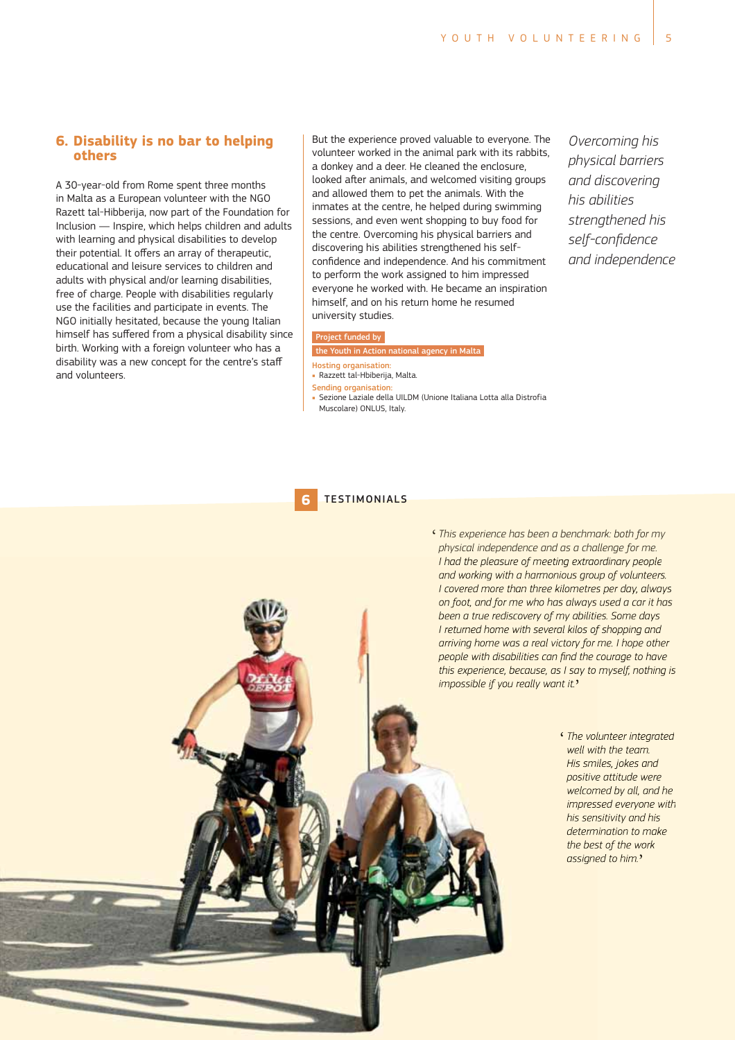## 6. Disability is no bar to helping others

A 30-year-old from Rome spent three months in Malta as a European volunteer with the NGO Razett tal-Hibberija, now part of the Foundation for Inclusion — Inspire, which helps children and adults with learning and physical disabilities to develop their potential. It offers an array of therapeutic, educational and leisure services to children and adults with physical and/or learning disabilities, free of charge. People with disabilities regularly use the facilities and participate in events. The NGO initially hesitated, because the young Italian himself has suffered from a physical disability since birth. Working with a foreign volunteer who has a disability was a new concept for the centre's staff and volunteers.

But the experience proved valuable to everyone. The volunteer worked in the animal park with its rabbits, a donkey and a deer. He cleaned the enclosure, looked after animals, and welcomed visiting groups and allowed them to pet the animals. With the inmates at the centre, he helped during swimming sessions, and even went shopping to buy food for the centre. Overcoming his physical barriers and discovering his abilities strengthened his self-confidence and independence. And his commitment to perform the work assigned to him impressed everyone he worked with. He became an inspiration himself, and on his return home he resumed university studies.

*Overcoming his physical barriers and discovering his abilities strengthened his self-confidence and independence*

**Project funded by**
**the Youth in Action national agency in Malta**

Hosting organisation:
- Razzett tal-Hbiberija, Malta.

Sending organisation:
- Sezione Laziale della UILDM (Unione Italiana Lotta alla Distrofia Muscolare) ONLUS, Italy.

### 6 TESTIMONIALS

'*This experience has been a benchmark: both for my physical independence and as a challenge for me. I had the pleasure of meeting extraordinary people and working with a harmonious group of volunteers. I covered more than three kilometres per day, always on foot, and for me who has always used a car it has been a true rediscovery of my abilities. Some days I returned home with several kilos of shopping and arriving home was a real victory for me. I hope other people with disabilities can find the courage to have this experience, because, as I say to myself, nothing is impossible if you really want it.*'

'*The volunteer integrated well with the team. His smiles, jokes and positive attitude were welcomed by all, and he impressed everyone with his sensitivity and his determination to make the best of the work assigned to him.*'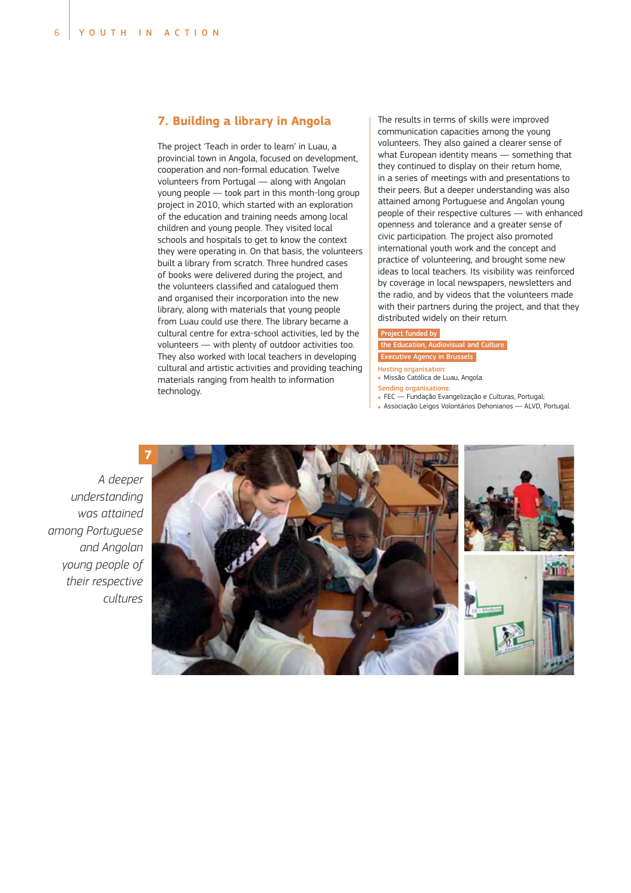## 7. Building a library in Angola

The project 'Teach in order to learn' in Luau, a provincial town in Angola, focused on development, cooperation and non-formal education. Twelve volunteers from Portugal — along with Angolan young people — took part in this month-long group project in 2010, which started with an exploration of the education and training needs among local children and young people. They visited local schools and hospitals to get to know the context they were operating in. On that basis, the volunteers built a library from scratch. Three hundred cases of books were delivered during the project, and the volunteers classified and catalogued them and organised their incorporation into the new library, along with materials that young people from Luau could use there. The library became a cultural centre for extra-school activities, led by the volunteers — with plenty of outdoor activities too. They also worked with local teachers in developing cultural and artistic activities and providing teaching materials ranging from health to information technology.

The results in terms of skills were improved communication capacities among the young volunteers. They also gained a clearer sense of what European identity means — something that they continued to display on their return home, in a series of meetings with and presentations to their peers. But a deeper understanding was also attained among Portuguese and Angolan young people of their respective cultures — with enhanced openness and tolerance and a greater sense of civic participation. The project also promoted international youth work and the concept and practice of volunteering, and brought some new ideas to local teachers. Its visibility was reinforced by coverage in local newspapers, newsletters and the radio, and by videos that the volunteers made with their partners during the project, and that they distributed widely on their return.

**Project funded by the Education, Audiovisual and Culture Executive Agency in Brussels**

Hosting organisation:

- Missão Católica de Luau, Angola.

Sending organisations:

- FEC — Fundação Evangelização e Culturas, Portugal;
- Associação Leigos Voluntários Dehonianos — ALVD, Portugal.

7

*A deeper understanding was attained among Portuguese and Angolan young people of their respective cultures*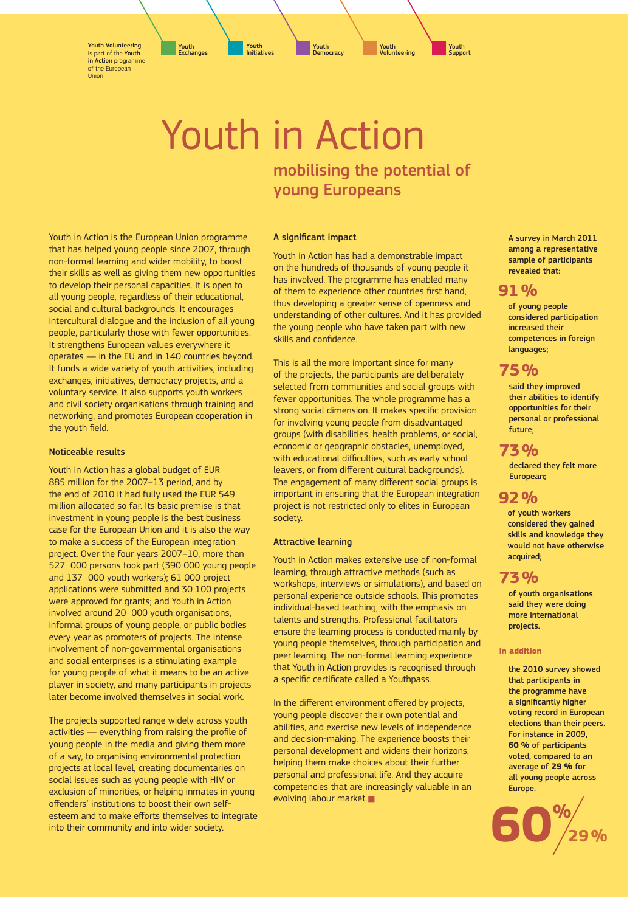Youth Volunteering is part of the **Youth in Action** programme of the European Union

Youth Exchanges | Youth Initiatives | Youth Democracy | Youth Volunteering | Youth Support

# Youth in Action

## mobilising the potential of young Europeans

Youth in Action is the European Union programme that has helped young people since 2007, through non-formal learning and wider mobility, to boost their skills as well as giving them new opportunities to develop their personal capacities. It is open to all young people, regardless of their educational, social and cultural backgrounds. It encourages intercultural dialogue and the inclusion of all young people, particularly those with fewer opportunities. It strengthens European values everywhere it operates — in the EU and in 140 countries beyond. It funds a wide variety of youth activities, including exchanges, initiatives, democracy projects, and a voluntary service. It also supports youth workers and civil society organisations through training and networking, and promotes European cooperation in the youth field.

### Noticeable results

Youth in Action has a global budget of EUR 885 million for the 2007–13 period, and by the end of 2010 it had fully used the EUR 549 million allocated so far. Its basic premise is that investment in young people is the best business case for the European Union and it is also the way to make a success of the European integration project. Over the four years 2007–10, more than 527 000 persons took part (390 000 young people and 137 000 youth workers); 61 000 project applications were submitted and 30 100 projects were approved for grants; and Youth in Action involved around 20 000 youth organisations, informal groups of young people, or public bodies every year as promoters of projects. The intense involvement of non-governmental organisations and social enterprises is a stimulating example for young people of what it means to be an active player in society, and many participants in projects later become involved themselves in social work.

The projects supported range widely across youth activities — everything from raising the profile of young people in the media and giving them more of a say, to organising environmental protection projects at local level, creating documentaries on social issues such as young people with HIV or exclusion of minorities, or helping inmates in young offenders' institutions to boost their own self-esteem and to make efforts themselves to integrate into their community and into wider society.

### A significant impact

Youth in Action has had a demonstrable impact on the hundreds of thousands of young people it has involved. The programme has enabled many of them to experience other countries first hand, thus developing a greater sense of openness and understanding of other cultures. And it has provided the young people who have taken part with new skills and confidence.

This is all the more important since for many of the projects, the participants are deliberately selected from communities and social groups with fewer opportunities. The whole programme has a strong social dimension. It makes specific provision for involving young people from disadvantaged groups (with disabilities, health problems, or social, economic or geographic obstacles, unemployed, with educational difficulties, such as early school leavers, or from different cultural backgrounds). The engagement of many different social groups is important in ensuring that the European integration project is not restricted only to elites in European society.

### Attractive learning

Youth in Action makes extensive use of non-formal learning, through attractive methods (such as workshops, interviews or simulations), and based on personal experience outside schools. This promotes individual-based teaching, with the emphasis on talents and strengths. Professional facilitators ensure the learning process is conducted mainly by young people themselves, through participation and peer learning. The non-formal learning experience that Youth in Action provides is recognised through a specific certificate called a Youthpass.

In the different environment offered by projects, young people discover their own potential and abilities, and exercise new levels of independence and decision-making. The experience boosts their personal development and widens their horizons, helping them make choices about their further personal and professional life. And they acquire competencies that are increasingly valuable in an evolving labour market.

**A survey in March 2011 among a representative sample of participants revealed that:**

**91 %**

**of young people considered participation increased their competences in foreign languages;**

**75 %**

**said they improved their abilities to identify opportunities for their personal or professional future;**

**73 %**

**declared they felt more European;**

**92 %**

**of youth workers considered they gained skills and knowledge they would not have otherwise acquired;**

**73 %**

**of youth organisations said they were doing more international projects.**

**In addition**

**the 2010 survey showed that participants in the programme have a significantly higher voting record in European elections than their peers. For instance in 2009, 60 % of participants voted, compared to an average of 29 % for all young people across Europe.**

**60 % / 29 %**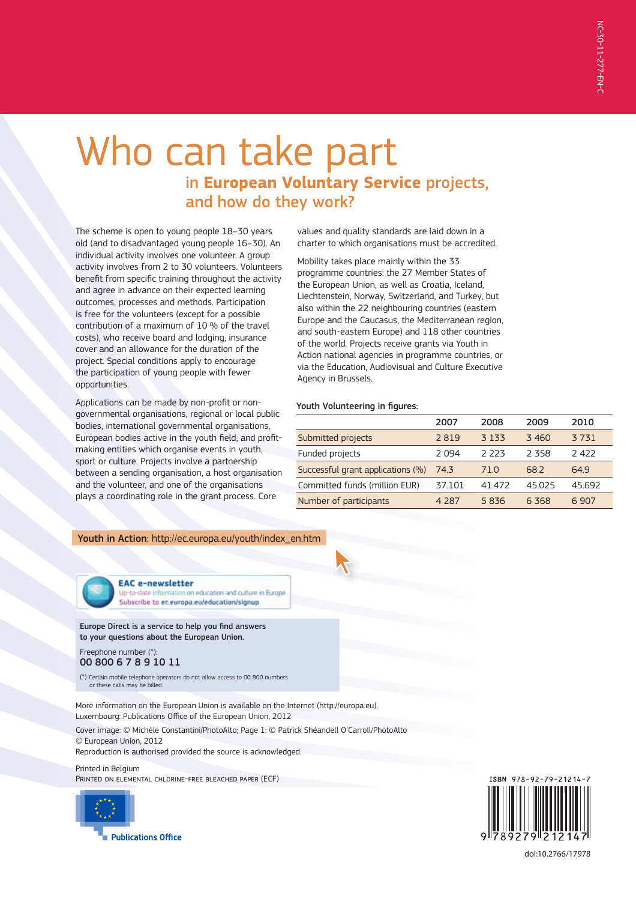# Who can take part

## in **European Voluntary Service** projects, and how do they work?

The scheme is open to young people 18–30 years old (and to disadvantaged young people 16–30). An individual activity involves one volunteer. A group activity involves from 2 to 30 volunteers. Volunteers benefit from specific training throughout the activity and agree in advance on their expected learning outcomes, processes and methods. Participation is free for the volunteers (except for a possible contribution of a maximum of 10 % of the travel costs), who receive board and lodging, insurance cover and an allowance for the duration of the project. Special conditions apply to encourage the participation of young people with fewer opportunities.

Applications can be made by non-profit or non-governmental organisations, regional or local public bodies, international governmental organisations, European bodies active in the youth field, and profit-making entities which organise events in youth, sport or culture. Projects involve a partnership between a sending organisation, a host organisation and the volunteer, and one of the organisations plays a coordinating role in the grant process. Core values and quality standards are laid down in a charter to which organisations must be accredited.

Mobility takes place mainly within the 33 programme countries: the 27 Member States of the European Union, as well as Croatia, Iceland, Liechtenstein, Norway, Switzerland, and Turkey, but also within the 22 neighbouring countries (eastern Europe and the Caucasus, the Mediterranean region, and south-eastern Europe) and 118 other countries of the world. Projects receive grants via Youth in Action national agencies in programme countries, or via the Education, Audiovisual and Culture Executive Agency in Brussels.

**Youth Volunteering in figures:**

| | 2007 | 2008 | 2009 | 2010 |
|---|---|---|---|---|
| Submitted projects | 2 819 | 3 133 | 3 460 | 3 731 |
| Funded projects | 2 094 | 2 223 | 2 358 | 2 422 |
| Successful grant applications (%) | 74.3 | 71.0 | 68.2 | 64.9 |
| Committed funds (million EUR) | 37.101 | 41.472 | 45.025 | 45.692 |
| Number of participants | 4 287 | 5 836 | 6 368 | 6 907 |

**Youth in Action**: http://ec.europa.eu/youth/index_en.htm

**EAC e-newsletter**
Up-to-date information on education and culture in Europe
Subscribe to **ec.europa.eu/education/signup**

**Europe Direct is a service to help you find answers to your questions about the European Union.**

Freephone number (*):
**00 800 6 7 8 9 10 11**

(*) Certain mobile telephone operators do not allow access to 00 800 numbers or these calls may be billed.

More information on the European Union is available on the Internet (http://europa.eu).
Luxembourg: Publications Office of the European Union, 2012

Cover image: © Michèle Constantini/PhotoAlto; Page 1: © Patrick Shéandell O'Carroll/PhotoAlto
© European Union, 2012
Reproduction is authorised provided the source is acknowledged.

Printed in Belgium
PRINTED ON ELEMENTAL CHLORINE-FREE BLEACHED PAPER (ECF)

Publications Office

ISBN 978-92-79-21214-7

doi:10.2766/17978

NC-30-11-277-EN-C